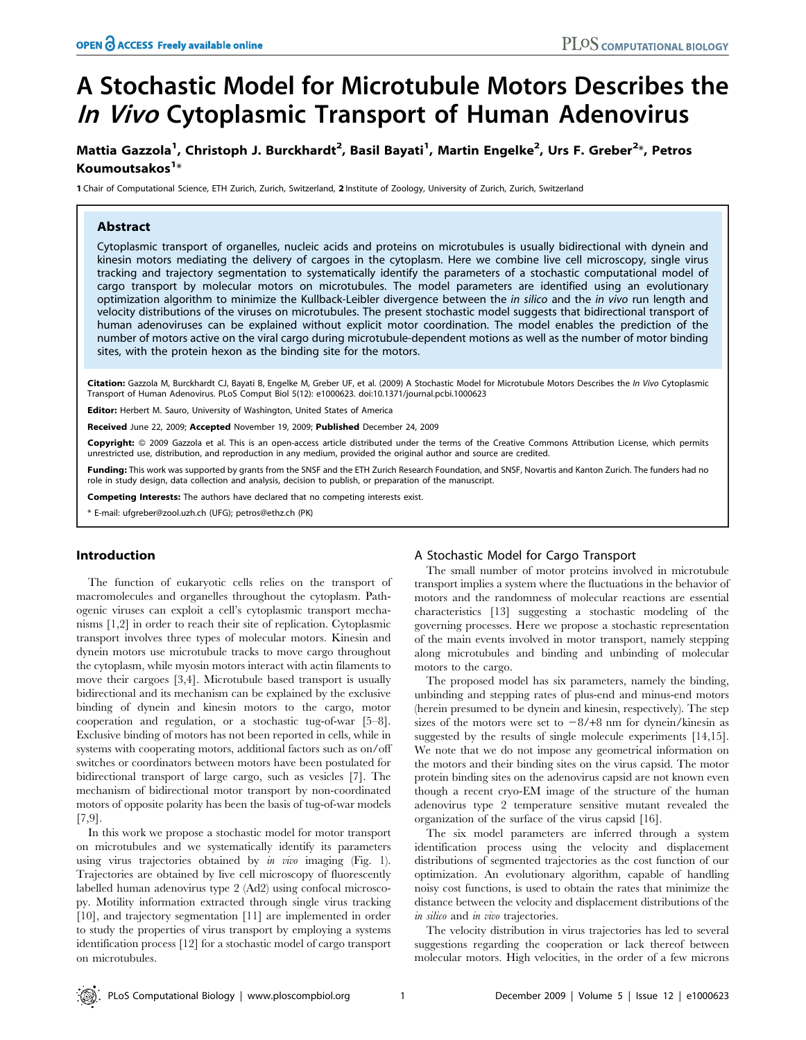# A Stochastic Model for Microtubule Motors Describes the *In Vivo* Cytoplasmic Transport of Human Adenovirus

Mattia Gazzola[1], Christoph J. Burckhardt[2], Basil Bayati[1], Martin Engelke[2], Urs F. Greber[2]*, Petros Koumoutsakos[1]*

1 Chair of Computational Science, ETH Zurich, Zurich, Switzerland, 2 Institute of Zoology, University of Zurich, Zurich, Switzerland

## Abstract

Cytoplasmic transport of organelles, nucleic acids and proteins on microtubules is usually bidirectional with dynein and kinesin motors mediating the delivery of cargoes in the cytoplasm. Here we combine live cell microscopy, single virus tracking and trajectory segmentation to systematically identify the parameters of a stochastic computational model of cargo transport by molecular motors on microtubules. The model parameters are identified using an evolutionary optimization algorithm to minimize the Kullback-Leibler divergence between the *in silico* and the *in vivo* run length and velocity distributions of the viruses on microtubules. The present stochastic model suggests that bidirectional transport of human adenoviruses can be explained without explicit motor coordination. The model enables the prediction of the number of motors active on the viral cargo during microtubule-dependent motions as well as the number of motor binding sites, with the protein hexon as the binding site for the motors.

**Citation:** Gazzola M, Burckhardt CJ, Bayati B, Engelke M, Greber UF, et al. (2009) A Stochastic Model for Microtubule Motors Describes the *In Vivo* Cytoplasmic Transport of Human Adenovirus. PLoS Comput Biol 5(12): e1000623. doi:10.1371/journal.pcbi.1000623

**Editor:** Herbert M. Sauro, University of Washington, United States of America

**Received** June 22, 2009; **Accepted** November 19, 2009; **Published** December 24, 2009

**Copyright:** © 2009 Gazzola et al. This is an open-access article distributed under the terms of the Creative Commons Attribution License, which permits unrestricted use, distribution, and reproduction in any medium, provided the original author and source are credited.

**Funding:** This work was supported by grants from the SNSF and the ETH Zurich Research Foundation, and SNSF, Novartis and Kanton Zurich. The funders had no role in study design, data collection and analysis, decision to publish, or preparation of the manuscript.

**Competing Interests:** The authors have declared that no competing interests exist.

* E-mail: ufgreber@zool.uzh.ch (UFG); petros@ethz.ch (PK)

## Introduction

The function of eukaryotic cells relies on the transport of macromolecules and organelles throughout the cytoplasm. Pathogenic viruses can exploit a cell's cytoplasmic transport mechanisms [1,2] in order to reach their site of replication. Cytoplasmic transport involves three types of molecular motors. Kinesin and dynein motors use microtubule tracks to move cargo throughout the cytoplasm, while myosin motors interact with actin filaments to move their cargoes [3,4]. Microtubule based transport is usually bidirectional and its mechanism can be explained by the exclusive binding of dynein and kinesin motors to the cargo, motor cooperation and regulation, or a stochastic tug-of-war [5–8]. Exclusive binding of motors has not been reported in cells, while in systems with cooperating motors, additional factors such as on/off switches or coordinators between motors have been postulated for bidirectional transport of large cargo, such as vesicles [7]. The mechanism of bidirectional motor transport by non-coordinated motors of opposite polarity has been the basis of tug-of-war models [7,9].

In this work we propose a stochastic model for motor transport on microtubules and we systematically identify its parameters using virus trajectories obtained by *in vivo* imaging (Fig. 1). Trajectories are obtained by live cell microscopy of fluorescently labelled human adenovirus type 2 (Ad2) using confocal microscopy. Motility information extracted through single virus tracking [10], and trajectory segmentation [11] are implemented in order to study the properties of virus transport by employing a systems identification process [12] for a stochastic model of cargo transport on microtubules.

## A Stochastic Model for Cargo Transport

The small number of motor proteins involved in microtubule transport implies a system where the fluctuations in the behavior of motors and the randomness of molecular reactions are essential characteristics [13] suggesting a stochastic modeling of the governing processes. Here we propose a stochastic representation of the main events involved in motor transport, namely stepping along microtubules and binding and unbinding of molecular motors to the cargo.

The proposed model has six parameters, namely the binding, unbinding and stepping rates of plus-end and minus-end motors (herein presumed to be dynein and kinesin, respectively). The step sizes of the motors were set to $-8/+8$ nm for dynein/kinesin as suggested by the results of single molecule experiments [14,15]. We note that we do not impose any geometrical information on the motors and their binding sites on the virus capsid. The motor protein binding sites on the adenovirus capsid are not known even though a recent cryo-EM image of the structure of the human adenovirus type 2 temperature sensitive mutant revealed the organization of the surface of the virus capsid [16].

The six model parameters are inferred through a system identification process using the velocity and displacement distributions of segmented trajectories as the cost function of our optimization. An evolutionary algorithm, capable of handling noisy cost functions, is used to obtain the rates that minimize the distance between the velocity and displacement distributions of the *in silico* and *in vivo* trajectories.

The velocity distribution in virus trajectories has led to several suggestions regarding the cooperation or lack thereof between molecular motors. High velocities, in the order of a few microns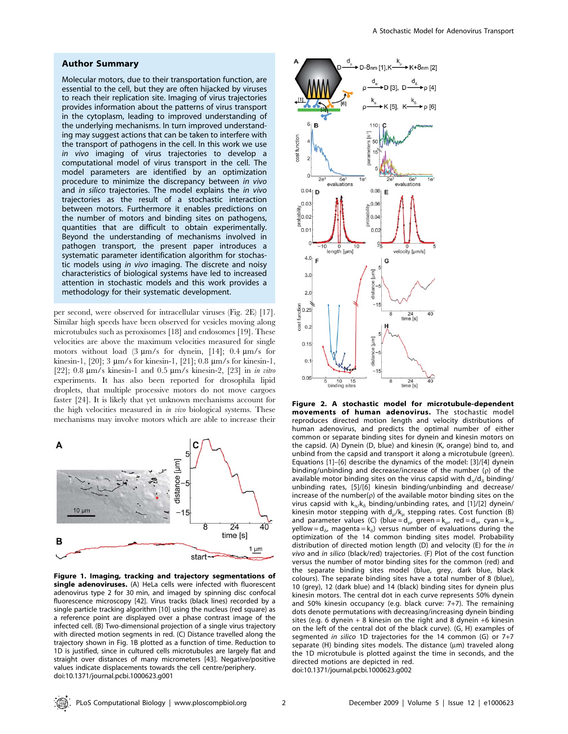## Author Summary

Molecular motors, due to their transportation function, are essential to the cell, but they are often hijacked by viruses to reach their replication site. Imaging of virus trajectories provides information about the patterns of virus transport in the cytoplasm, leading to improved understanding of the underlying mechanisms. In turn improved understanding may suggest actions that can be taken to interfere with the transport of pathogens in the cell. In this work we use *in vivo* imaging of virus trajectories to develop a computational model of virus transport in the cell. The model parameters are identified by an optimization procedure to minimize the discrepancy between *in vivo* and *in silico* trajectories. The model explains the *in vivo* trajectories as the result of a stochastic interaction between motors. Furthermore it enables predictions on the number of motors and binding sites on pathogens, quantities that are difficult to obtain experimentally. Beyond the understanding of mechanisms involved in pathogen transport, the present paper introduces a systematic parameter identification algorithm for stochastic models using *in vivo* imaging. The discrete and noisy characteristics of biological systems have led to increased attention in stochastic models and this work provides a methodology for their systematic development.

per second, were observed for intracellular viruses (Fig. 2E) [17]. Similar high speeds have been observed for vesicles moving along microtubules such as peroxisomes [18] and endosomes [19]. These velocities are above the maximum velocities measured for single motors without load (3 μm/s for dynein, [14]; 0.4 μm/s for kinesin-1, [20]; 3 μm/s for kinesin-1, [21]; 0.8 μm/s for kinesin-1, [22]; 0.8 μm/s kinesin-1 and 0.5 μm/s kinesin-2, [23] in *in vitro* experiments. It has also been reported for drosophila lipid droplets, that multiple processive motors do not move cargoes faster [24]. It is likely that yet unknown mechanisms account for the high velocities measured in *in vivo* biological systems. These mechanisms may involve motors which are able to increase their

**Figure 1. Imaging, tracking and trajectory segmentations of single adenoviruses.** (A) HeLa cells were infected with fluorescent adenovirus type 2 for 30 min, and imaged by spinning disc confocal fluorescence microscopy [42]. Virus tracks (black lines) recorded by a single particle tracking algorithm [10] using the nucleus (red square) as a reference point are displayed over a phase contrast image of the infected cell. (B) Two-dimensional projection of a single virus trajectory with directed motion segments in red. (C) Distance travelled along the trajectory shown in Fig. 1B plotted as a function of time. Reduction to 1D is justified, since in cultured cells microtubules are largely flat and straight over distances of many micrometers [43]. Negative/positive values indicate displacements towards the cell centre/periphery.
doi:10.1371/journal.pcbi.1000623.g001

**Figure 2. A stochastic model for microtubule-dependent movements of human adenovirus.** The stochastic model reproduces directed motion length and velocity distributions of human adenovirus, and predicts the optimal number of either common or separate binding sites for dynein and kinesin motors on the capsid. (A) Dynein (D, blue) and kinesin (K, orange) bind to, and unbind from the capsid and transport it along a microtubule (green). Equations [1]–[6] describe the dynamics of the model: [3]/[4] dynein binding/unbinding and decrease/increase of the number ($\rho$) of the available motor binding sites on the virus capsid with $d_\alpha$/$d_\delta$ binding/unbinding rates, [5]/[6] kinesin binding/unbinding and decrease/increase of the number($\rho$) of the available motor binding sites on the virus capsid with $k_\alpha$/$k_\delta$ binding/unbinding rates, and [1]/[2] dynein/kinesin motor stepping with $d_\mu$/$k_\mu$ stepping rates. Cost function (B) and parameter values (C) (blue = $d_\mu$, green = $k_\mu$, red = $d_\alpha$, cyan = $k_\alpha$, yellow = $d_\delta$, magenta = $k_\delta$) versus number of evaluations during the optimization of the 14 common binding sites model. Probability distribution of directed motion length (D) and velocity (E) for the *in vivo* and *in silico* (black/red) trajectories. (F) Plot of the cost function versus the number of motor binding sites for the common (red) and the separate binding sites model (blue, grey, dark blue, black colours). The separate binding sites have a total number of 8 (blue), 10 (grey), 12 (dark blue) and 14 (black) binding sites for dynein plus kinesin motors. The central dot in each curve represents 50% dynein and 50% kinesin occupancy (e.g. black curve: 7+7). The remaining dots denote permutations with decreasing/increasing dynein binding sites (e.g. 6 dynein + 8 kinesin on the right and 8 dynein +6 kinesin on the left of the central dot of the black curve). (G, H) examples of segmented *in silico* 1D trajectories for the 14 common (G) or 7+7 separate (H) binding sites models. The distance (μm) traveled along the 1D microtubule is plotted against the time in seconds, and the directed motions are depicted in red.
doi:10.1371/journal.pcbi.1000623.g002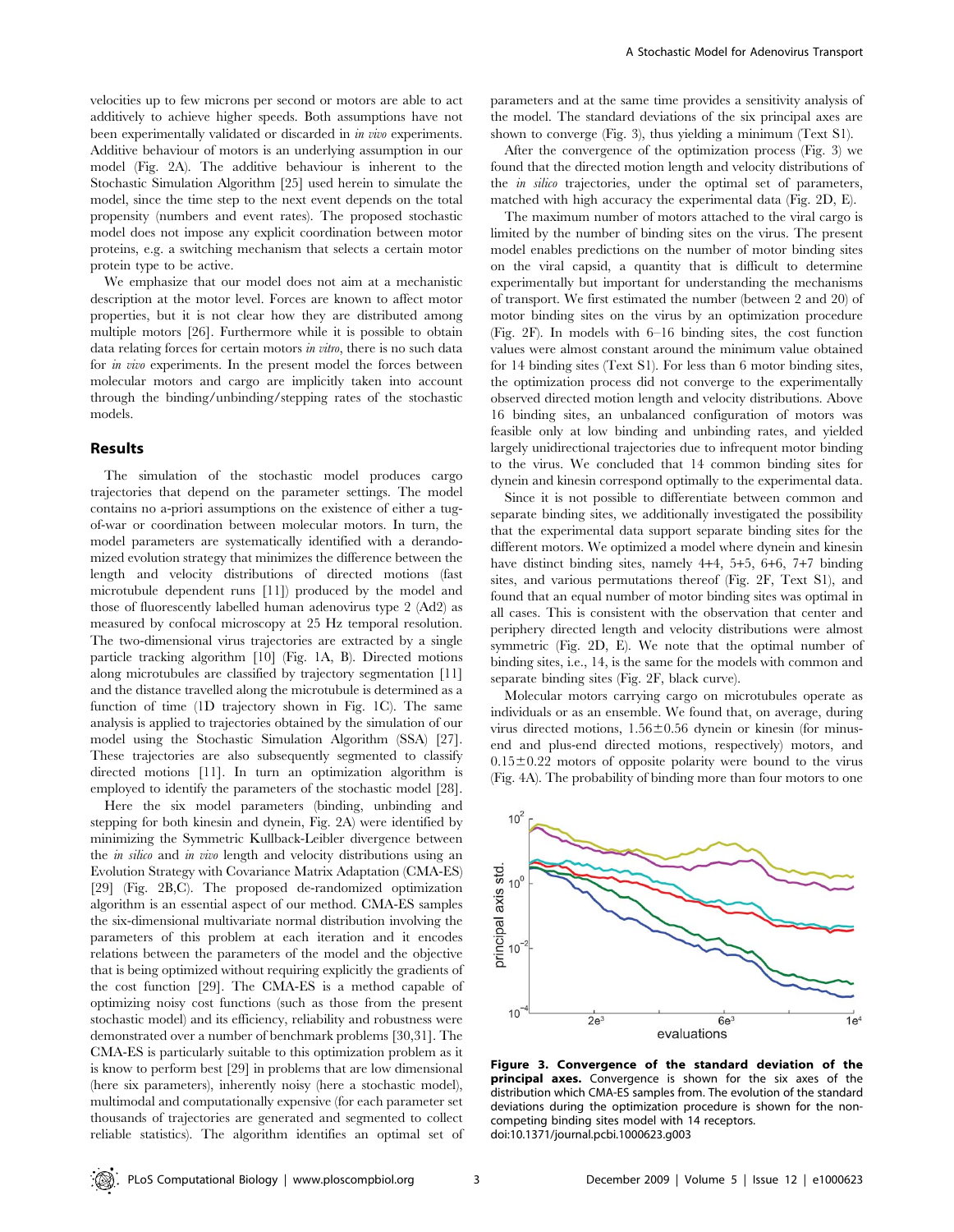velocities up to few microns per second or motors are able to act additively to achieve higher speeds. Both assumptions have not been experimentally validated or discarded in *in vivo* experiments. Additive behaviour of motors is an underlying assumption in our model (Fig. 2A). The additive behaviour is inherent to the Stochastic Simulation Algorithm [25] used herein to simulate the model, since the time step to the next event depends on the total propensity (numbers and event rates). The proposed stochastic model does not impose any explicit coordination between motor proteins, e.g. a switching mechanism that selects a certain motor protein type to be active.

We emphasize that our model does not aim at a mechanistic description at the motor level. Forces are known to affect motor properties, but it is not clear how they are distributed among multiple motors [26]. Furthermore while it is possible to obtain data relating forces for certain motors *in vitro*, there is no such data for *in vivo* experiments. In the present model the forces between molecular motors and cargo are implicitly taken into account through the binding/unbinding/stepping rates of the stochastic models.

## Results

The simulation of the stochastic model produces cargo trajectories that depend on the parameter settings. The model contains no a-priori assumptions on the existence of either a tug-of-war or coordination between molecular motors. In turn, the model parameters are systematically identified with a derandomized evolution strategy that minimizes the difference between the length and velocity distributions of directed motions (fast microtubule dependent runs [11]) produced by the model and those of fluorescently labelled human adenovirus type 2 (Ad2) as measured by confocal microscopy at 25 Hz temporal resolution. The two-dimensional virus trajectories are extracted by a single particle tracking algorithm [10] (Fig. 1A, B). Directed motions along microtubules are classified by trajectory segmentation [11] and the distance travelled along the microtubule is determined as a function of time (1D trajectory shown in Fig. 1C). The same analysis is applied to trajectories obtained by the simulation of our model using the Stochastic Simulation Algorithm (SSA) [27]. These trajectories are also subsequently segmented to classify directed motions [11]. In turn an optimization algorithm is employed to identify the parameters of the stochastic model [28].

Here the six model parameters (binding, unbinding and stepping for both kinesin and dynein, Fig. 2A) were identified by minimizing the Symmetric Kullback-Leibler divergence between the *in silico* and *in vivo* length and velocity distributions using an Evolution Strategy with Covariance Matrix Adaptation (CMA-ES) [29] (Fig. 2B,C). The proposed de-randomized optimization algorithm is an essential aspect of our method. CMA-ES samples the six-dimensional multivariate normal distribution involving the parameters of this problem at each iteration and it encodes relations between the parameters of the model and the objective that is being optimized without requiring explicitly the gradients of the cost function [29]. The CMA-ES is a method capable of optimizing noisy cost functions (such as those from the present stochastic model) and its efficiency, reliability and robustness were demonstrated over a number of benchmark problems [30,31]. The CMA-ES is particularly suitable to this optimization problem as it is know to perform best [29] in problems that are low dimensional (here six parameters), inherently noisy (here a stochastic model), multimodal and computationally expensive (for each parameter set thousands of trajectories are generated and segmented to collect reliable statistics). The algorithm identifies an optimal set of parameters and at the same time provides a sensitivity analysis of the model. The standard deviations of the six principal axes are shown to converge (Fig. 3), thus yielding a minimum (Text S1).

After the convergence of the optimization process (Fig. 3) we found that the directed motion length and velocity distributions of the *in silico* trajectories, under the optimal set of parameters, matched with high accuracy the experimental data (Fig. 2D, E).

The maximum number of motors attached to the viral cargo is limited by the number of binding sites on the virus. The present model enables predictions on the number of motor binding sites on the viral capsid, a quantity that is difficult to determine experimentally but important for understanding the mechanisms of transport. We first estimated the number (between 2 and 20) of motor binding sites on the virus by an optimization procedure (Fig. 2F). In models with 6–16 binding sites, the cost function values were almost constant around the minimum value obtained for 14 binding sites (Text S1). For less than 6 motor binding sites, the optimization process did not converge to the experimentally observed directed motion length and velocity distributions. Above 16 binding sites, an unbalanced configuration of motors was feasible only at low binding and unbinding rates, and yielded largely unidirectional trajectories due to infrequent motor binding to the virus. We concluded that 14 common binding sites for dynein and kinesin correspond optimally to the experimental data.

Since it is not possible to differentiate between common and separate binding sites, we additionally investigated the possibility that the experimental data support separate binding sites for the different motors. We optimized a model where dynein and kinesin have distinct binding sites, namely 4+4, 5+5, 6+6, 7+7 binding sites, and various permutations thereof (Fig. 2F, Text S1), and found that an equal number of motor binding sites was optimal in all cases. This is consistent with the observation that center and periphery directed length and velocity distributions were almost symmetric (Fig. 2D, E). We note that the optimal number of binding sites, i.e., 14, is the same for the models with common and separate binding sites (Fig. 2F, black curve).

Molecular motors carrying cargo on microtubules operate as individuals or as an ensemble. We found that, on average, during virus directed motions, $1.56\pm0.56$ dynein or kinesin (for minus-end and plus-end directed motions, respectively) motors, and $0.15\pm0.22$ motors of opposite polarity were bound to the virus (Fig. 4A). The probability of binding more than four motors to one

**Figure 3. Convergence of the standard deviation of the principal axes.** Convergence is shown for the six axes of the distribution which CMA-ES samples from. The evolution of the standard deviations during the optimization procedure is shown for the non-competing binding sites model with 14 receptors.
doi:10.1371/journal.pcbi.1000623.g003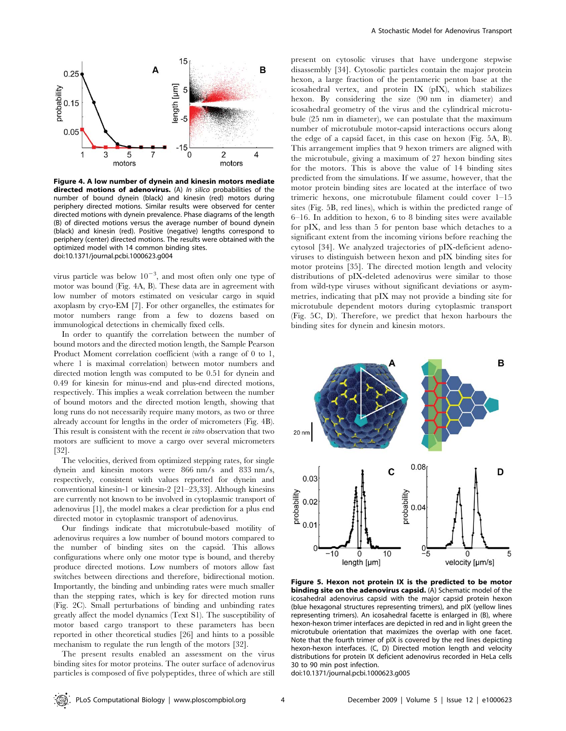**Figure 4. A low number of dynein and kinesin motors mediate directed motions of adenovirus.** (A) *In silico* probabilities of the number of bound dynein (black) and kinesin (red) motors during periphery directed motions. Similar results were observed for center directed motions with dynein prevalence. Phase diagrams of the length (B) of directed motions versus the average number of bound dynein (black) and kinesin (red). Positive (negative) lengths correspond to periphery (center) directed motions. The results were obtained with the optimized model with 14 common binding sites.
doi:10.1371/journal.pcbi.1000623.g004

virus particle was below $10^{-3}$, and most often only one type of motor was bound (Fig. 4A, B). These data are in agreement with low number of motors estimated on vesicular cargo in squid axoplasm by cryo-EM [7]. For other organelles, the estimates for motor numbers range from a few to dozens based on immunological detections in chemically fixed cells.

In order to quantify the correlation between the number of bound motors and the directed motion length, the Sample Pearson Product Moment correlation coefficient (with a range of 0 to 1, where 1 is maximal correlation) between motor numbers and directed motion length was computed to be 0.51 for dynein and 0.49 for kinesin for minus-end and plus-end directed motions, respectively. This implies a weak correlation between the number of bound motors and the directed motion length, showing that long runs do not necessarily require many motors, as two or three already account for lengths in the order of micrometers (Fig. 4B). This result is consistent with the recent *in vitro* observation that two motors are sufficient to move a cargo over several micrometers [32].

The velocities, derived from optimized stepping rates, for single dynein and kinesin motors were 866 nm/s and 833 nm/s, respectively, consistent with values reported for dynein and conventional kinesin-1 or kinesin-2 [21–23,33]. Although kinesins are currently not known to be involved in cytoplasmic transport of adenovirus [1], the model makes a clear prediction for a plus end directed motor in cytoplasmic transport of adenovirus.

Our findings indicate that microtubule-based motility of adenovirus requires a low number of bound motors compared to the number of binding sites on the capsid. This allows configurations where only one motor type is bound, and thereby produce directed motions. Low numbers of motors allow fast switches between directions and therefore, bidirectional motion. Importantly, the binding and unbinding rates were much smaller than the stepping rates, which is key for directed motion runs (Fig. 2C). Small perturbations of binding and unbinding rates greatly affect the model dynamics (Text S1). The susceptibility of motor based cargo transport to these parameters has been reported in other theoretical studies [26] and hints to a possible mechanism to regulate the run length of the motors [32].

The present results enabled an assessment on the virus binding sites for motor proteins. The outer surface of adenovirus particles is composed of five polypeptides, three of which are still present on cytosolic viruses that have undergone stepwise disassembly [34]. Cytosolic particles contain the major protein hexon, a large fraction of the pentameric penton base at the icosahedral vertex, and protein IX (pIX), which stabilizes hexon. By considering the size (90 nm in diameter) and icosahedral geometry of the virus and the cylindrical microtubule (25 nm in diameter), we can postulate that the maximum number of microtubule motor-capsid interactions occurs along the edge of a capsid facet, in this case on hexon (Fig. 5A, B). This arrangement implies that 9 hexon trimers are aligned with the microtubule, giving a maximum of 27 hexon binding sites for the motors. This is above the value of 14 binding sites predicted from the simulations. If we assume, however, that the motor protein binding sites are located at the interface of two trimeric hexons, one microtubule filament could cover 1–15 sites (Fig. 5B, red lines), which is within the predicted range of 6–16. In addition to hexon, 6 to 8 binding sites were available for pIX, and less than 5 for penton base which detaches to a significant extent from the incoming virions before reaching the cytosol [34]. We analyzed trajectories of pIX-deficient adenoviruses to distinguish between hexon and pIX binding sites for motor proteins [35]. The directed motion length and velocity distributions of pIX-deleted adenovirus were similar to those from wild-type viruses without significant deviations or asymmetries, indicating that pIX may not provide a binding site for microtubule dependent motors during cytoplasmic transport (Fig. 5C, D). Therefore, we predict that hexon harbours the binding sites for dynein and kinesin motors.

**Figure 5. Hexon not protein IX is the predicted to be motor binding site on the adenovirus capsid.** (A) Schematic model of the icosahedral adenovirus capsid with the major capsid protein hexon (blue hexagonal structures representing trimers), and pIX (yellow lines representing trimers). An icosahedral facette is enlarged in (B), where hexon-hexon trimer interfaces are depicted in red and in light green the microtubule orientation that maximizes the overlap with one facet. Note that the fourth trimer of pIX is covered by the red lines depicting hexon-hexon interfaces. (C, D) Directed motion length and velocity distributions for protein IX deficient adenovirus recorded in HeLa cells 30 to 90 min post infection.
doi:10.1371/journal.pcbi.1000623.g005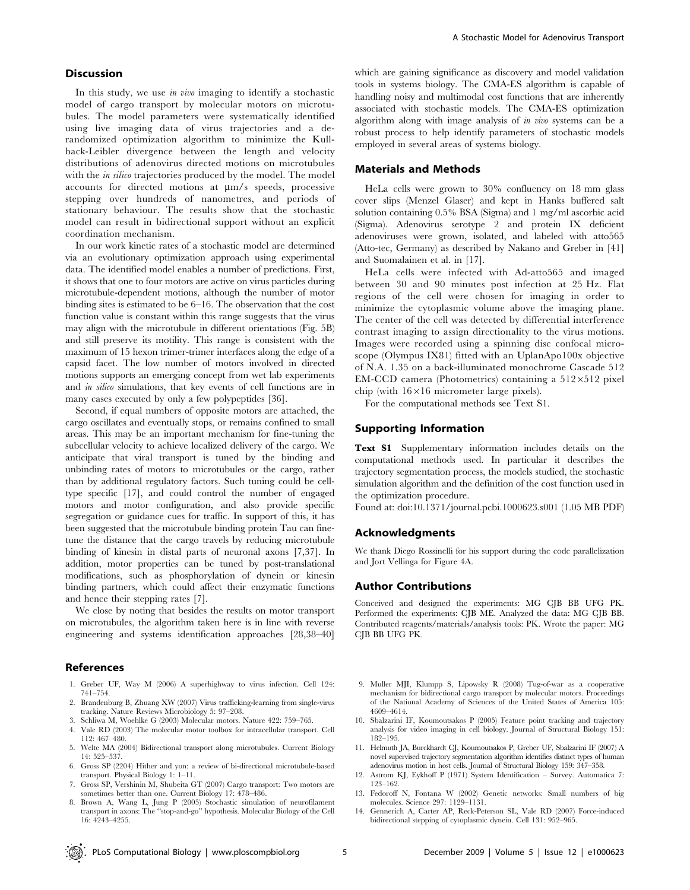## Discussion

In this study, we use *in vivo* imaging to identify a stochastic model of cargo transport by molecular motors on microtubules. The model parameters were systematically identified using live imaging data of virus trajectories and a derandomized optimization algorithm to minimize the Kullback-Leibler divergence between the length and velocity distributions of adenovirus directed motions on microtubules with the *in silico* trajectories produced by the model. The model accounts for directed motions at μm/s speeds, processive stepping over hundreds of nanometres, and periods of stationary behaviour. The results show that the stochastic model can result in bidirectional support without an explicit coordination mechanism.

In our work kinetic rates of a stochastic model are determined via an evolutionary optimization approach using experimental data. The identified model enables a number of predictions. First, it shows that one to four motors are active on virus particles during microtubule-dependent motions, although the number of motor binding sites is estimated to be 6–16. The observation that the cost function value is constant within this range suggests that the virus may align with the microtubule in different orientations (Fig. 5B) and still preserve its motility. This range is consistent with the maximum of 15 hexon trimer-trimer interfaces along the edge of a capsid facet. The low number of motors involved in directed motions supports an emerging concept from wet lab experiments and *in silico* simulations, that key events of cell functions are in many cases executed by only a few polypeptides [36].

Second, if equal numbers of opposite motors are attached, the cargo oscillates and eventually stops, or remains confined to small areas. This may be an important mechanism for fine-tuning the subcellular velocity to achieve localized delivery of the cargo. We anticipate that viral transport is tuned by the binding and unbinding rates of motors to microtubules or the cargo, rather than by additional regulatory factors. Such tuning could be cell-type specific [17], and could control the number of engaged motors and motor configuration, and also provide specific segregation or guidance cues for traffic. In support of this, it has been suggested that the microtubule binding protein Tau can fine-tune the distance that the cargo travels by reducing microtubule binding of kinesin in distal parts of neuronal axons [7,37]. In addition, motor properties can be tuned by post-translational modifications, such as phosphorylation of dynein or kinesin binding partners, which could affect their enzymatic functions and hence their stepping rates [7].

We close by noting that besides the results on motor transport on microtubules, the algorithm taken here is in line with reverse engineering and systems identification approaches [28,38–40] which are gaining significance as discovery and model validation tools in systems biology. The CMA-ES algorithm is capable of handling noisy and multimodal cost functions that are inherently associated with stochastic models. The CMA-ES optimization algorithm along with image analysis of *in vivo* systems can be a robust process to help identify parameters of stochastic models employed in several areas of systems biology.

## Materials and Methods

HeLa cells were grown to 30% confluency on 18 mm glass cover slips (Menzel Glaser) and kept in Hanks buffered salt solution containing 0.5% BSA (Sigma) and 1 mg/ml ascorbic acid (Sigma). Adenovirus serotype 2 and protein IX deficient adenoviruses were grown, isolated, and labeled with atto565 (Atto-tec, Germany) as described by Nakano and Greber in [41] and Suomalainen et al. in [17].

HeLa cells were infected with Ad-atto565 and imaged between 30 and 90 minutes post infection at 25 Hz. Flat regions of the cell were chosen for imaging in order to minimize the cytoplasmic volume above the imaging plane. The center of the cell was detected by differential interference contrast imaging to assign directionality to the virus motions. Images were recorded using a spinning disc confocal microscope (Olympus IX81) fitted with an UplanApo100x objective of N.A. 1.35 on a back-illuminated monochrome Cascade 512 EM-CCD camera (Photometrics) containing a 512×512 pixel chip (with 16×16 micrometer large pixels).

For the computational methods see Text S1.

## Supporting Information

**Text S1** Supplementary information includes details on the computational methods used. In particular it describes the trajectory segmentation process, the models studied, the stochastic simulation algorithm and the definition of the cost function used in the optimization procedure.
Found at: doi:10.1371/journal.pcbi.1000623.s001 (1.05 MB PDF)

## Acknowledgments

We thank Diego Rossinelli for his support during the code parallelization and Jort Vellinga for Figure 4A.

## Author Contributions

Conceived and designed the experiments: MG CJB BB UFG PK. Performed the experiments: CJB ME. Analyzed the data: MG CJB BB. Contributed reagents/materials/analysis tools: PK. Wrote the paper: MG CJB BB UFG PK.

## References

1. Greber UF, Way M (2006) A superhighway to virus infection. Cell 124: 741–754.
2. Brandenburg B, Zhuang XW (2007) Virus trafficking-learning from single-virus tracking. Nature Reviews Microbiology 5: 97–208.
3. Schliwa M, Woehlke G (2003) Molecular motors. Nature 422: 759–765.
4. Vale RD (2003) The molecular motor toolbox for intracellular transport. Cell 112: 467–480.
5. Welte MA (2004) Bidirectional transport along microtubules. Current Biology 14: 525–537.
6. Gross SP (2204) Hither and yon: a review of bi-directional microtubule-based transport. Physical Biology 1: 1–11.
7. Gross SP, Vershinin M, Shubeita GT (2007) Cargo transport: Two motors are sometimes better than one. Current Biology 17: 478–486.
8. Brown A, Wang L, Jung P (2005) Stochastic simulation of neurofilament transport in axons: The "stop-and-go" hypothesis. Molecular Biology of the Cell 16: 4243–4255.
9. Muller MJI, Klumpp S, Lipowsky R (2008) Tug-of-war as a cooperative mechanism for bidirectional cargo transport by molecular motors. Proceedings of the National Academy of Sciences of the United States of America 105: 4609–4614.
10. Sbalzarini IF, Koumoutsakos P (2005) Feature point tracking and trajectory analysis for video imaging in cell biology. Journal of Structural Biology 151: 182–195.
11. Helmuth JA, Burckhardt CJ, Koumoutsakos P, Greber UF, Sbalzarini IF (2007) A novel supervised trajectory segmentation algorithm identifies distinct types of human adenovirus motion in host cells. Journal of Structural Biology 159: 347–358.
12. Astrom KJ, Eykhoff P (1971) System Identification – Survey. Automatica 7: 123–162.
13. Fedoroff N, Fontana W (2002) Genetic networks: Small numbers of big molecules. Science 297: 1129–1131.
14. Gennerich A, Carter AP, Reck-Peterson SL, Vale RD (2007) Force-induced bidirectional stepping of cytoplasmic dynein. Cell 131: 952–965.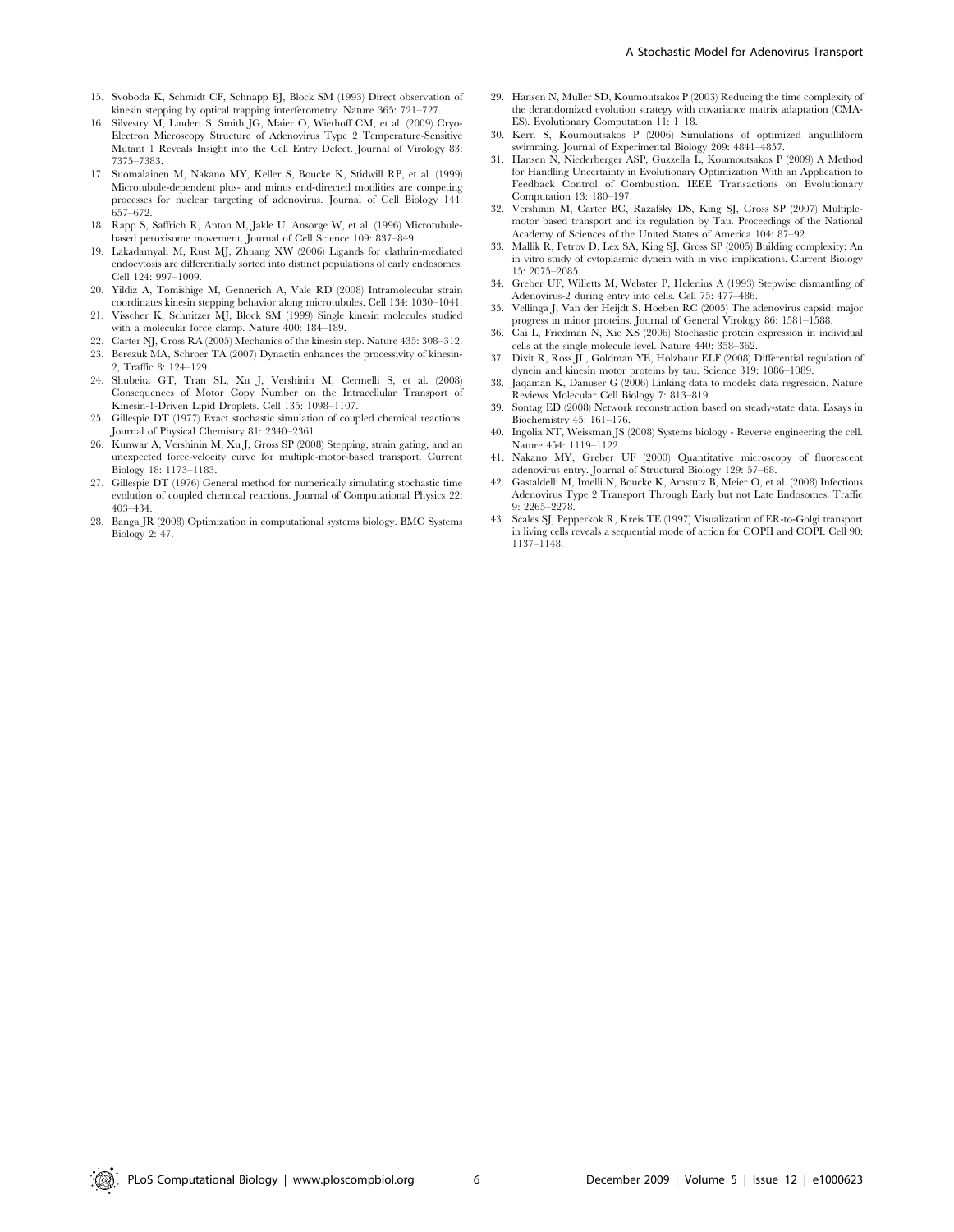15. Svoboda K, Schmidt CF, Schnapp BJ, Block SM (1993) Direct observation of kinesin stepping by optical trapping interferometry. Nature 365: 721–727.
16. Silvestry M, Lindert S, Smith JG, Maier O, Wiethoff CM, et al. (2009) Cryo-Electron Microscopy Structure of Adenovirus Type 2 Temperature-Sensitive Mutant 1 Reveals Insight into the Cell Entry Defect. Journal of Virology 83: 7375–7383.
17. Suomalainen M, Nakano MY, Keller S, Boucke K, Stidwill RP, et al. (1999) Microtubule-dependent plus- and minus end-directed motilities are competing processes for nuclear targeting of adenovirus. Journal of Cell Biology 144: 657–672.
18. Rapp S, Saffrich R, Anton M, Jakle U, Ansorge W, et al. (1996) Microtubule-based peroxisome movement. Journal of Cell Science 109: 837–849.
19. Lakadamyali M, Rust MJ, Zhuang XW (2006) Ligands for clathrin-mediated endocytosis are differentially sorted into distinct populations of early endosomes. Cell 124: 997–1009.
20. Yildiz A, Tomishige M, Gennerich A, Vale RD (2008) Intramolecular strain coordinates kinesin stepping behavior along microtubules. Cell 134: 1030–1041.
21. Visscher K, Schnitzer MJ, Block SM (1999) Single kinesin molecules studied with a molecular force clamp. Nature 400: 184–189.
22. Carter NJ, Cross RA (2005) Mechanics of the kinesin step. Nature 435: 308–312.
23. Berezuk MA, Schroer TA (2007) Dynactin enhances the processivity of kinesin-2, Traffic 8: 124–129.
24. Shubeita GT, Tran SL, Xu J, Vershinin M, Cermelli S, et al. (2008) Consequences of Motor Copy Number on the Intracellular Transport of Kinesin-1-Driven Lipid Droplets. Cell 135: 1098–1107.
25. Gillespie DT (1977) Exact stochastic simulation of coupled chemical reactions. Journal of Physical Chemistry 81: 2340–2361.
26. Kunwar A, Vershinin M, Xu J, Gross SP (2008) Stepping, strain gating, and an unexpected force-velocity curve for multiple-motor-based transport. Current Biology 18: 1173–1183.
27. Gillespie DT (1976) General method for numerically simulating stochastic time evolution of coupled chemical reactions. Journal of Computational Physics 22: 403–434.
28. Banga JR (2008) Optimization in computational systems biology. BMC Systems Biology 2: 47.
29. Hansen N, Muller SD, Koumoutsakos P (2003) Reducing the time complexity of the derandomized evolution strategy with covariance matrix adaptation (CMA-ES). Evolutionary Computation 11: 1–18.
30. Kern S, Koumoutsakos P (2006) Simulations of optimized anguilliform swimming. Journal of Experimental Biology 209: 4841–4857.
31. Hansen N, Niederberger ASP, Guzzella L, Koumoutsakos P (2009) A Method for Handling Uncertainty in Evolutionary Optimization With an Application to Feedback Control of Combustion. IEEE Transactions on Evolutionary Computation 13: 180–197.
32. Vershinin M, Carter BC, Razafsky DS, King SJ, Gross SP (2007) Multiple-motor based transport and its regulation by Tau. Proceedings of the National Academy of Sciences of the United States of America 104: 87–92.
33. Mallik R, Petrov D, Lex SA, King SJ, Gross SP (2005) Building complexity: An in vitro study of cytoplasmic dynein with in vivo implications. Current Biology 15: 2075–2085.
34. Greber UF, Willetts M, Webster P, Helenius A (1993) Stepwise dismantling of Adenovirus-2 during entry into cells. Cell 75: 477–486.
35. Vellinga J, Van der Heijdt S, Hoeben RC (2005) The adenovirus capsid: major progress in minor proteins. Journal of General Virology 86: 1581–1588.
36. Cai L, Friedman N, Xie XS (2006) Stochastic protein expression in individual cells at the single molecule level. Nature 440: 358–362.
37. Dixit R, Ross JL, Goldman YE, Holzbaur ELF (2008) Differential regulation of dynein and kinesin motor proteins by tau. Science 319: 1086–1089.
38. Jaqaman K, Danuser G (2006) Linking data to models: data regression. Nature Reviews Molecular Cell Biology 7: 813–819.
39. Sontag ED (2008) Network reconstruction based on steady-state data. Essays in Biochemistry 45: 161–176.
40. Ingolia NT, Weissman JS (2008) Systems biology - Reverse engineering the cell. Nature 454: 1119–1122.
41. Nakano MY, Greber UF (2000) Quantitative microscopy of fluorescent adenovirus entry. Journal of Structural Biology 129: 57–68.
42. Gastaldelli M, Imelli N, Boucke K, Amstutz B, Meier O, et al. (2008) Infectious Adenovirus Type 2 Transport Through Early but not Late Endosomes. Traffic 9: 2265–2278.
43. Scales SJ, Pepperkok R, Kreis TE (1997) Visualization of ER-to-Golgi transport in living cells reveals a sequential mode of action for COPII and COPI. Cell 90: 1137–1148.